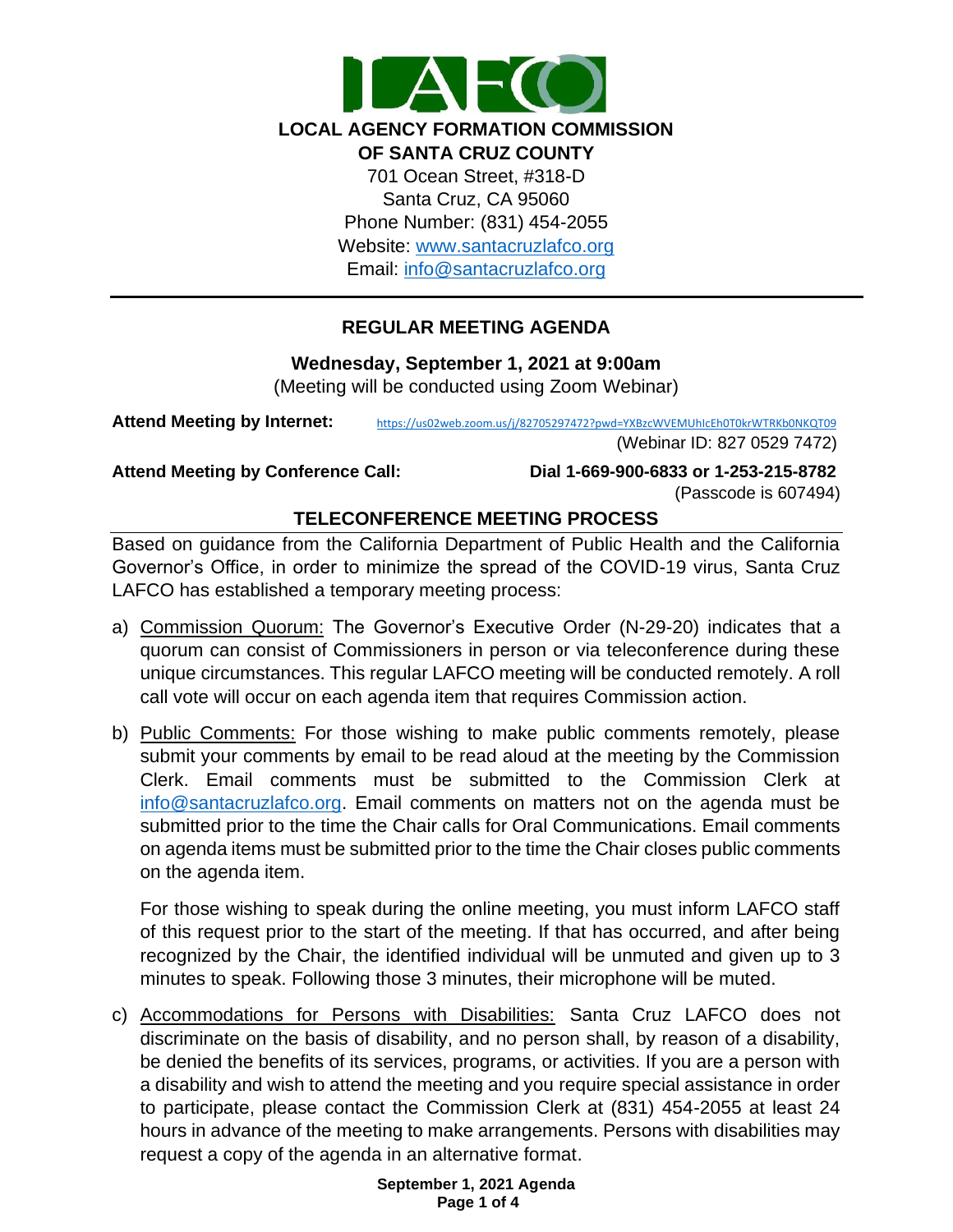**LOCAL AGENCY FORMATION COMMISSION**
**OF SANTA CRUZ COUNTY**

701 Ocean Street, #318-D
Santa Cruz, CA 95060
Phone Number: (831) 454-2055
Website: www.santacruzlafco.org
Email: info@santacruzlafco.org

---

## REGULAR MEETING AGENDA

**Wednesday, September 1, 2021 at 9:00am**
(Meeting will be conducted using Zoom Webinar)

**Attend Meeting by Internet:** https://us02web.zoom.us/j/82705297472?pwd=YXBzcWVEMUhIcEh0T0krWTRKb0NKQT09
(Webinar ID: 827 0529 7472)

**Attend Meeting by Conference Call:** **Dial 1-669-900-6833 or 1-253-215-8782**
(Passcode is 607494)

### TELECONFERENCE MEETING PROCESS

Based on guidance from the California Department of Public Health and the California Governor's Office, in order to minimize the spread of the COVID-19 virus, Santa Cruz LAFCO has established a temporary meeting process:

a) Commission Quorum: The Governor's Executive Order (N-29-20) indicates that a quorum can consist of Commissioners in person or via teleconference during these unique circumstances. This regular LAFCO meeting will be conducted remotely. A roll call vote will occur on each agenda item that requires Commission action.

b) Public Comments: For those wishing to make public comments remotely, please submit your comments by email to be read aloud at the meeting by the Commission Clerk. Email comments must be submitted to the Commission Clerk at info@santacruzlafco.org. Email comments on matters not on the agenda must be submitted prior to the time the Chair calls for Oral Communications. Email comments on agenda items must be submitted prior to the time the Chair closes public comments on the agenda item.

   For those wishing to speak during the online meeting, you must inform LAFCO staff of this request prior to the start of the meeting. If that has occurred, and after being recognized by the Chair, the identified individual will be unmuted and given up to 3 minutes to speak. Following those 3 minutes, their microphone will be muted.

c) Accommodations for Persons with Disabilities: Santa Cruz LAFCO does not discriminate on the basis of disability, and no person shall, by reason of a disability, be denied the benefits of its services, programs, or activities. If you are a person with a disability and wish to attend the meeting and you require special assistance in order to participate, please contact the Commission Clerk at (831) 454-2055 at least 24 hours in advance of the meeting to make arrangements. Persons with disabilities may request a copy of the agenda in an alternative format.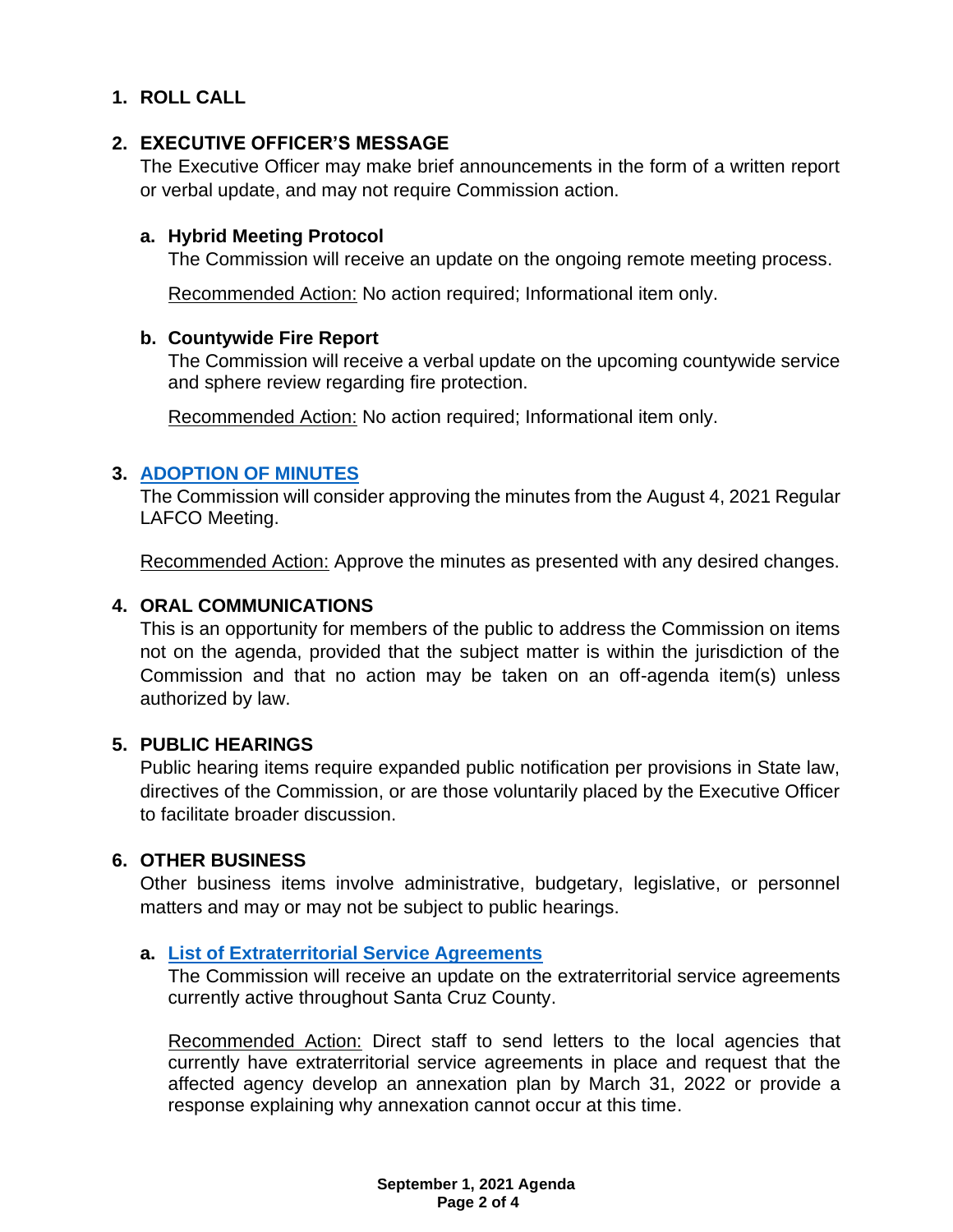## 1. ROLL CALL

## 2. EXECUTIVE OFFICER'S MESSAGE

The Executive Officer may make brief announcements in the form of a written report or verbal update, and may not require Commission action.

### a. Hybrid Meeting Protocol

The Commission will receive an update on the ongoing remote meeting process.

Recommended Action: No action required; Informational item only.

### b. Countywide Fire Report

The Commission will receive a verbal update on the upcoming countywide service and sphere review regarding fire protection.

Recommended Action: No action required; Informational item only.

## 3. ADOPTION OF MINUTES

The Commission will consider approving the minutes from the August 4, 2021 Regular LAFCO Meeting.

Recommended Action: Approve the minutes as presented with any desired changes.

## 4. ORAL COMMUNICATIONS

This is an opportunity for members of the public to address the Commission on items not on the agenda, provided that the subject matter is within the jurisdiction of the Commission and that no action may be taken on an off-agenda item(s) unless authorized by law.

## 5. PUBLIC HEARINGS

Public hearing items require expanded public notification per provisions in State law, directives of the Commission, or are those voluntarily placed by the Executive Officer to facilitate broader discussion.

## 6. OTHER BUSINESS

Other business items involve administrative, budgetary, legislative, or personnel matters and may or may not be subject to public hearings.

### a. List of Extraterritorial Service Agreements

The Commission will receive an update on the extraterritorial service agreements currently active throughout Santa Cruz County.

Recommended Action: Direct staff to send letters to the local agencies that currently have extraterritorial service agreements in place and request that the affected agency develop an annexation plan by March 31, 2022 or provide a response explaining why annexation cannot occur at this time.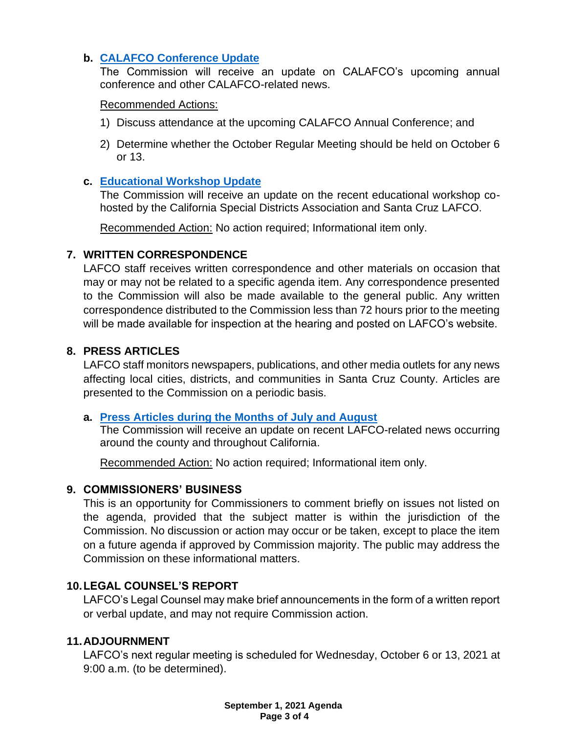**b. CALAFCO Conference Update**

The Commission will receive an update on CALAFCO's upcoming annual conference and other CALAFCO-related news.

Recommended Actions:

1) Discuss attendance at the upcoming CALAFCO Annual Conference; and
2) Determine whether the October Regular Meeting should be held on October 6 or 13.

**c. Educational Workshop Update**

The Commission will receive an update on the recent educational workshop co-hosted by the California Special Districts Association and Santa Cruz LAFCO.

Recommended Action: No action required; Informational item only.

## 7. WRITTEN CORRESPONDENCE

LAFCO staff receives written correspondence and other materials on occasion that may or may not be related to a specific agenda item. Any correspondence presented to the Commission will also be made available to the general public. Any written correspondence distributed to the Commission less than 72 hours prior to the meeting will be made available for inspection at the hearing and posted on LAFCO's website.

## 8. PRESS ARTICLES

LAFCO staff monitors newspapers, publications, and other media outlets for any news affecting local cities, districts, and communities in Santa Cruz County. Articles are presented to the Commission on a periodic basis.

**a. Press Articles during the Months of July and August**

The Commission will receive an update on recent LAFCO-related news occurring around the county and throughout California.

Recommended Action: No action required; Informational item only.

## 9. COMMISSIONERS' BUSINESS

This is an opportunity for Commissioners to comment briefly on issues not listed on the agenda, provided that the subject matter is within the jurisdiction of the Commission. No discussion or action may occur or be taken, except to place the item on a future agenda if approved by Commission majority. The public may address the Commission on these informational matters.

## 10. LEGAL COUNSEL'S REPORT

LAFCO's Legal Counsel may make brief announcements in the form of a written report or verbal update, and may not require Commission action.

## 11. ADJOURNMENT

LAFCO's next regular meeting is scheduled for Wednesday, October 6 or 13, 2021 at 9:00 a.m. (to be determined).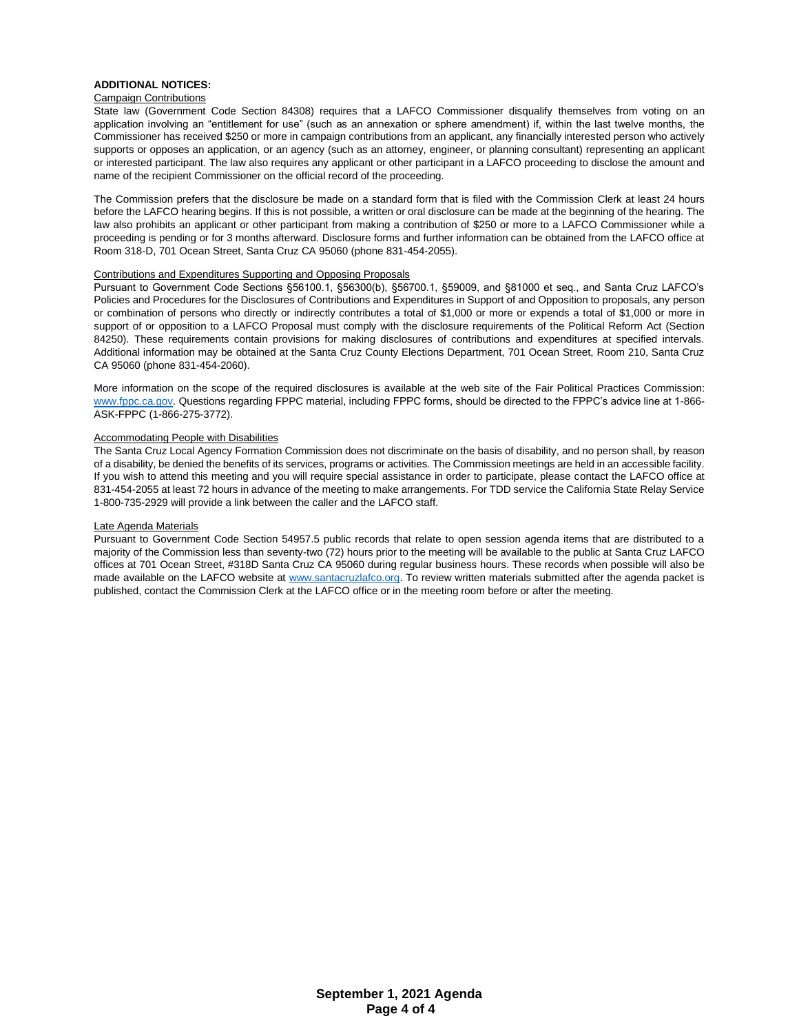**ADDITIONAL NOTICES:**

Campaign Contributions

State law (Government Code Section 84308) requires that a LAFCO Commissioner disqualify themselves from voting on an application involving an "entitlement for use" (such as an annexation or sphere amendment) if, within the last twelve months, the Commissioner has received $250 or more in campaign contributions from an applicant, any financially interested person who actively supports or opposes an application, or an agency (such as an attorney, engineer, or planning consultant) representing an applicant or interested participant. The law also requires any applicant or other participant in a LAFCO proceeding to disclose the amount and name of the recipient Commissioner on the official record of the proceeding.

The Commission prefers that the disclosure be made on a standard form that is filed with the Commission Clerk at least 24 hours before the LAFCO hearing begins. If this is not possible, a written or oral disclosure can be made at the beginning of the hearing. The law also prohibits an applicant or other participant from making a contribution of $250 or more to a LAFCO Commissioner while a proceeding is pending or for 3 months afterward. Disclosure forms and further information can be obtained from the LAFCO office at Room 318-D, 701 Ocean Street, Santa Cruz CA 95060 (phone 831-454-2055).

Contributions and Expenditures Supporting and Opposing Proposals

Pursuant to Government Code Sections §56100.1, §56300(b), §56700.1, §59009, and §81000 et seq., and Santa Cruz LAFCO's Policies and Procedures for the Disclosures of Contributions and Expenditures in Support of and Opposition to proposals, any person or combination of persons who directly or indirectly contributes a total of $1,000 or more or expends a total of $1,000 or more in support of or opposition to a LAFCO Proposal must comply with the disclosure requirements of the Political Reform Act (Section 84250). These requirements contain provisions for making disclosures of contributions and expenditures at specified intervals. Additional information may be obtained at the Santa Cruz County Elections Department, 701 Ocean Street, Room 210, Santa Cruz CA 95060 (phone 831-454-2060).

More information on the scope of the required disclosures is available at the web site of the Fair Political Practices Commission: www.fppc.ca.gov. Questions regarding FPPC material, including FPPC forms, should be directed to the FPPC's advice line at 1-866-ASK-FPPC (1-866-275-3772).

Accommodating People with Disabilities

The Santa Cruz Local Agency Formation Commission does not discriminate on the basis of disability, and no person shall, by reason of a disability, be denied the benefits of its services, programs or activities. The Commission meetings are held in an accessible facility. If you wish to attend this meeting and you will require special assistance in order to participate, please contact the LAFCO office at 831-454-2055 at least 72 hours in advance of the meeting to make arrangements. For TDD service the California State Relay Service 1-800-735-2929 will provide a link between the caller and the LAFCO staff.

Late Agenda Materials

Pursuant to Government Code Section 54957.5 public records that relate to open session agenda items that are distributed to a majority of the Commission less than seventy-two (72) hours prior to the meeting will be available to the public at Santa Cruz LAFCO offices at 701 Ocean Street, #318D Santa Cruz CA 95060 during regular business hours. These records when possible will also be made available on the LAFCO website at www.santacruzlafco.org. To review written materials submitted after the agenda packet is published, contact the Commission Clerk at the LAFCO office or in the meeting room before or after the meeting.